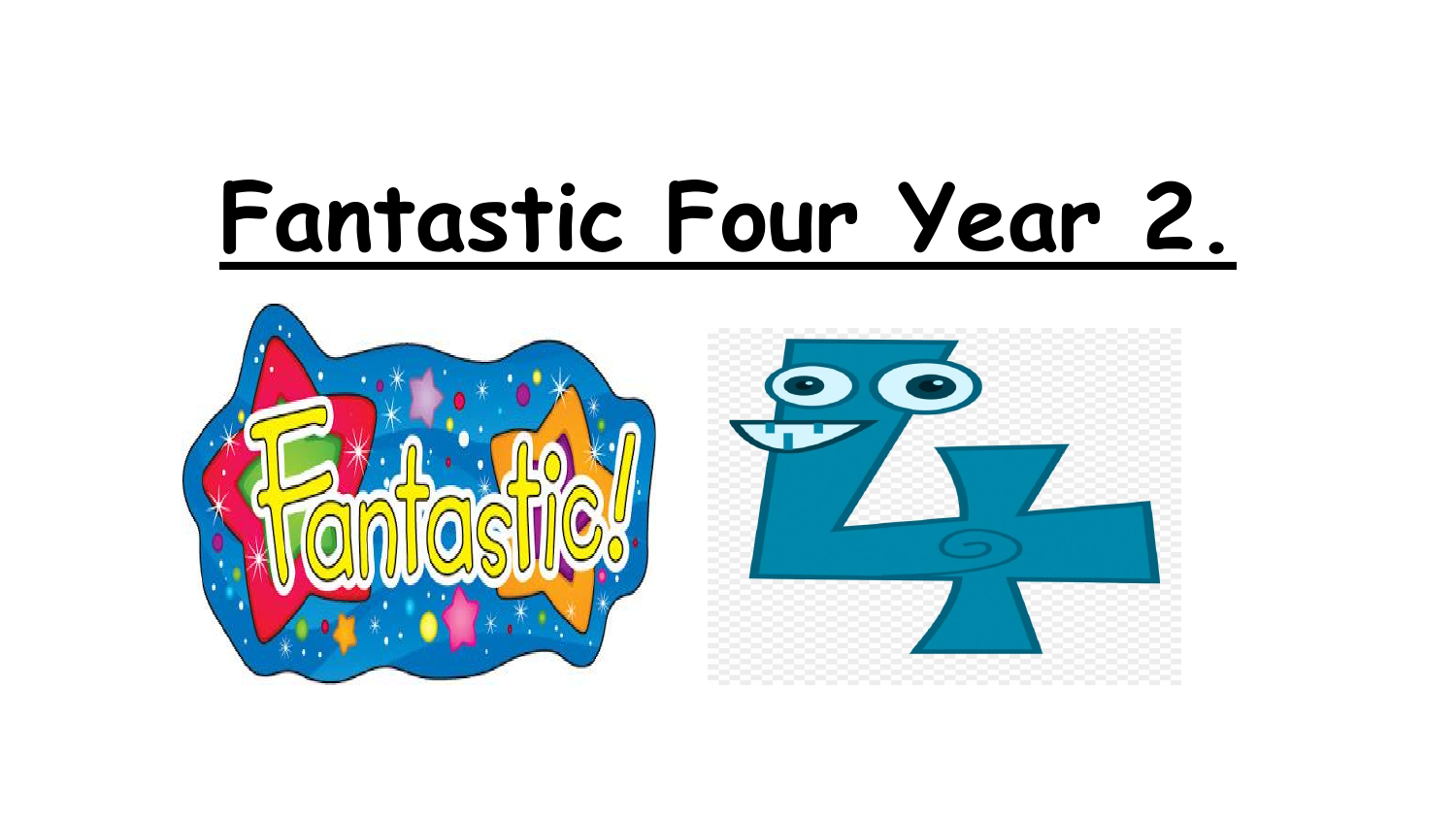# Fantastic Four Year 2.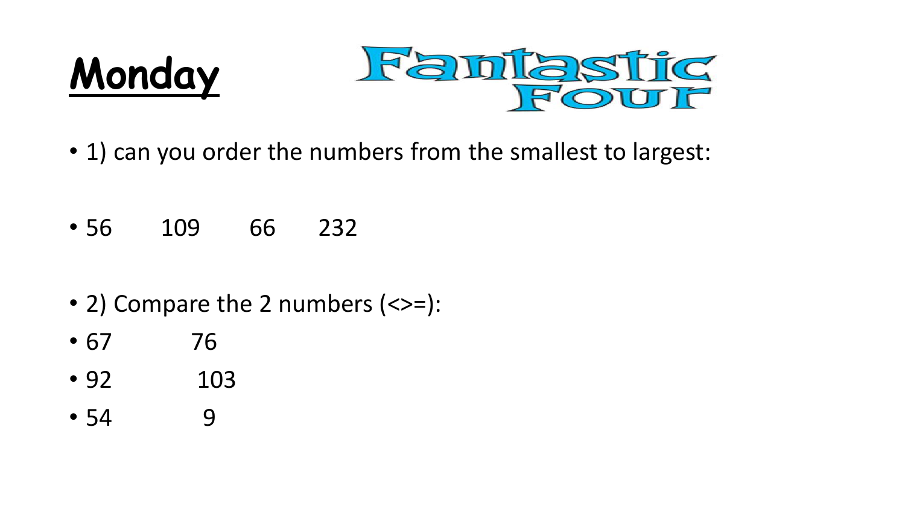# Monday

Fantastic Four

- 1) can you order the numbers from the smallest to largest:
- 56    109    66    232
- 2) Compare the 2 numbers (<>=):
- 67    76
- 92    103
- 54    9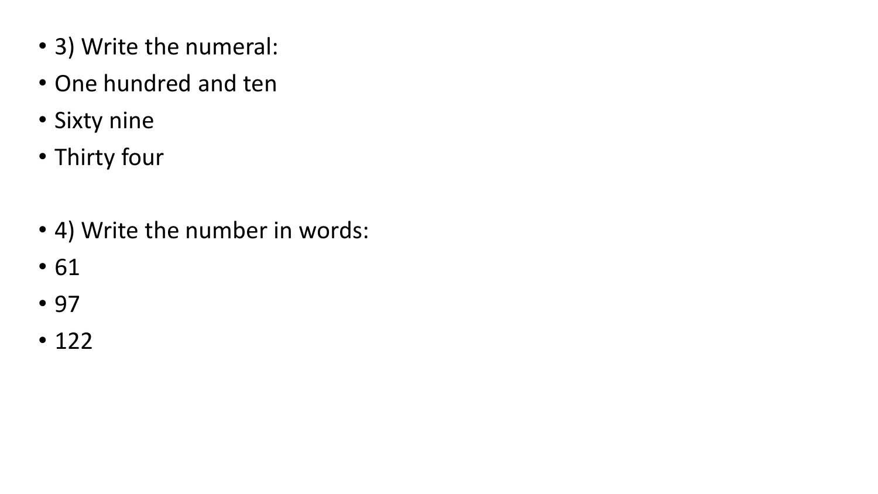- 3) Write the numeral:
- One hundred and ten
- Sixty nine
- Thirty four

- 4) Write the number in words:
- 61
- 97
- 122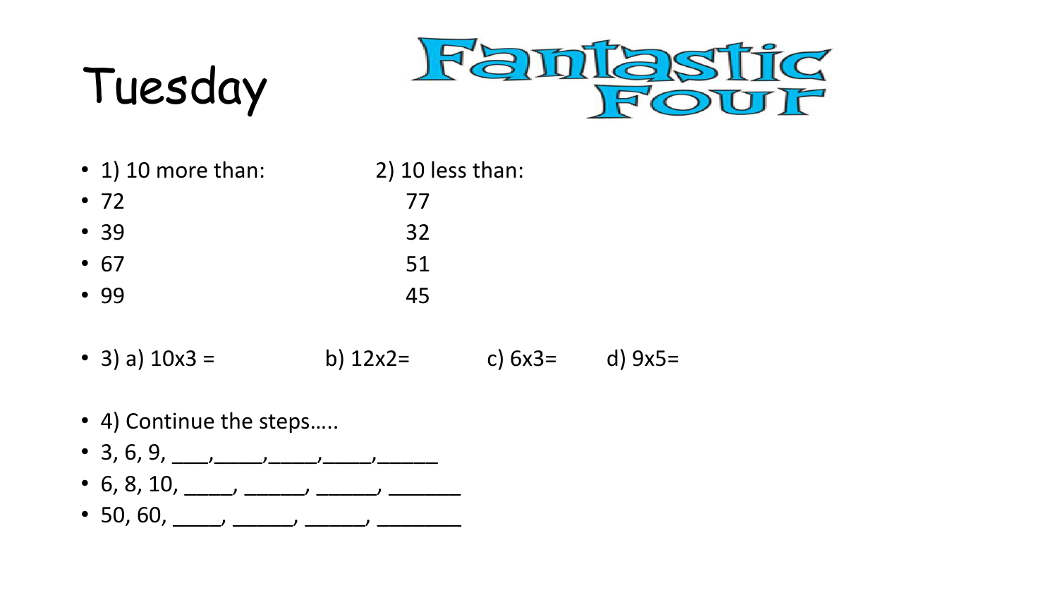# Tuesday

## Fantastic Four

1) 10 more than:

- 72
- 39
- 67
- 99

2) 10 less than:

- 77
- 32
- 51
- 45

3) a) 10x3 = b) 12x2= c) 6x3= d) 9x5=

4) Continue the steps…..

- 3, 6, 9, ___,_____,_____,_____,______
- 6, 8, 10, _____, ______, ______, _______
- 50, 60, _____, ______, ______, ________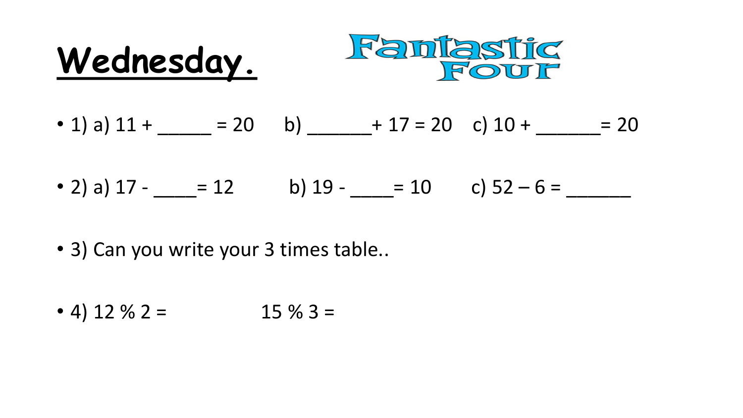# Wednesday.

Fantastic Four

- 1) a) 11 + _____ = 20      b) ______+ 17 = 20    c) 10 + ______= 20

- 2) a) 17 - ____= 12          b) 19 - ____= 10       c) 52 – 6 = ______

- 3) Can you write your 3 times table..

- 4) 12 % 2 =                    15 % 3 =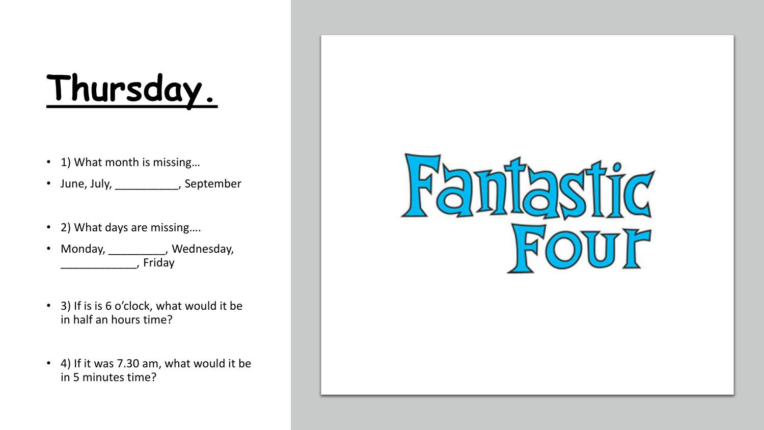# Thursday.

- 1) What month is missing…
- June, July, __________, September
- 2) What days are missing….
- Monday, _________, Wednesday, ____________, Friday
- 3) If is is 6 o'clock, what would it be in half an hours time?
- 4) If it was 7.30 am, what would it be in 5 minutes time?

Fantastic Four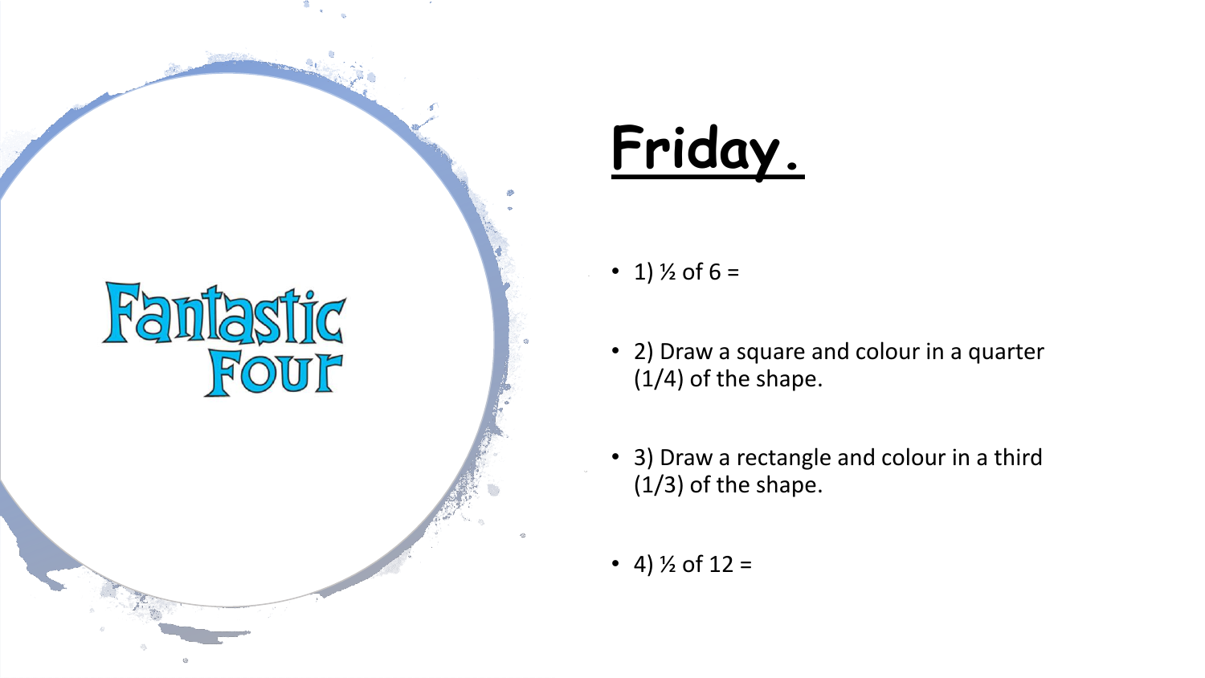Fantastic Four

# Friday.

- 1) ½ of 6 =
- 2) Draw a square and colour in a quarter (1/4) of the shape.
- 3) Draw a rectangle and colour in a third (1/3) of the shape.
- 4) ½ of 12 =